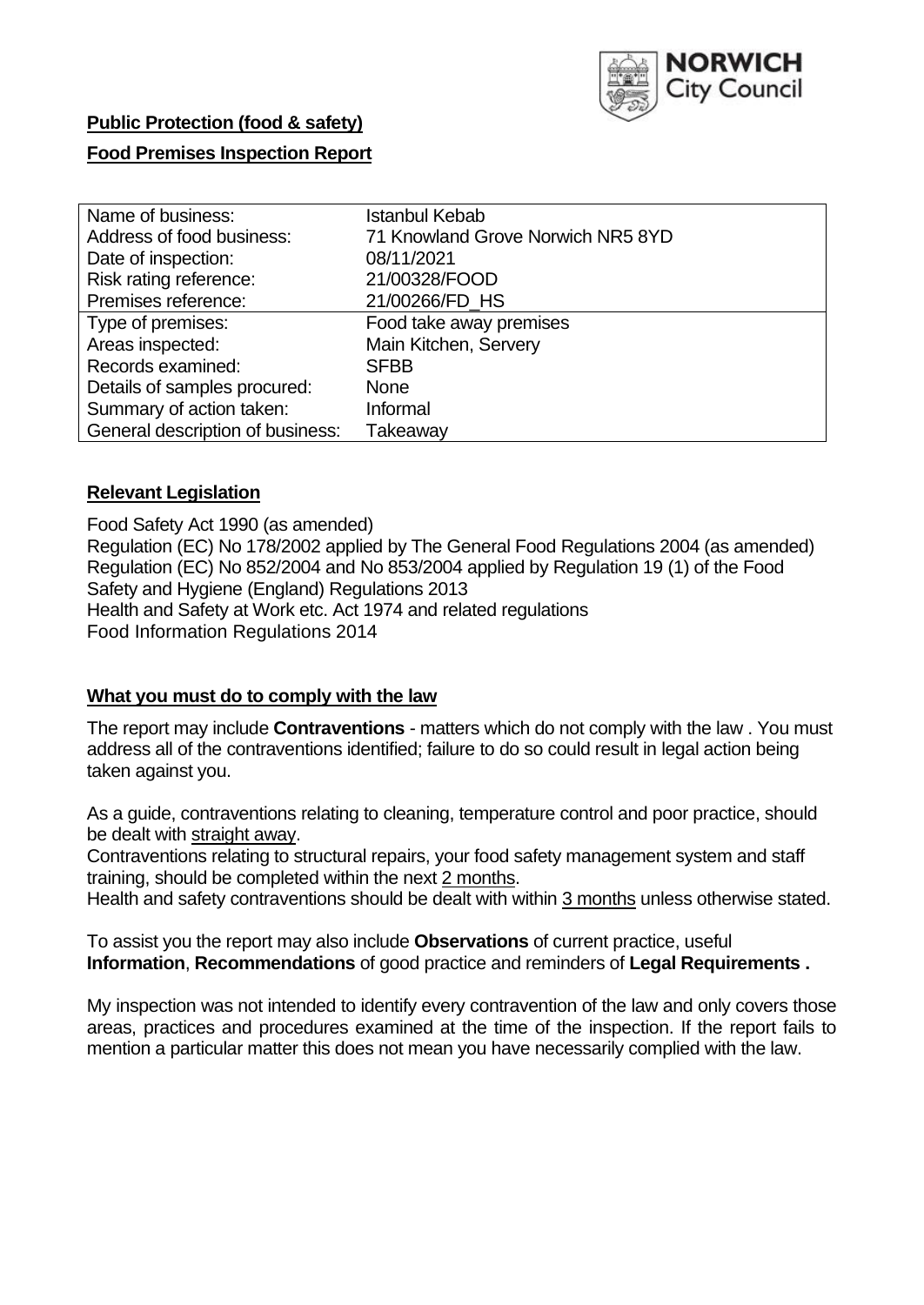**Public Protection (food & safety)**

**Food Premises Inspection Report**

| Name of business: | Istanbul Kebab |
|---|---|
| Address of food business: | 71 Knowland Grove Norwich NR5 8YD |
| Date of inspection: | 08/11/2021 |
| Risk rating reference: | 21/00328/FOOD |
| Premises reference: | 21/00266/FD_HS |
| Type of premises: | Food take away premises |
| Areas inspected: | Main Kitchen, Servery |
| Records examined: | SFBB |
| Details of samples procured: | None |
| Summary of action taken: | Informal |
| General description of business: | Takeaway |

## **Relevant Legislation**

Food Safety Act 1990 (as amended)
Regulation (EC) No 178/2002 applied by The General Food Regulations 2004 (as amended)
Regulation (EC) No 852/2004 and No 853/2004 applied by Regulation 19 (1) of the Food Safety and Hygiene (England) Regulations 2013
Health and Safety at Work etc. Act 1974 and related regulations
Food Information Regulations 2014

## **What you must do to comply with the law**

The report may include **Contraventions** - matters which do not comply with the law . You must address all of the contraventions identified; failure to do so could result in legal action being taken against you.

As a guide, contraventions relating to cleaning, temperature control and poor practice, should be dealt with straight away.

Contraventions relating to structural repairs, your food safety management system and staff training, should be completed within the next 2 months.

Health and safety contraventions should be dealt with within 3 months unless otherwise stated.

To assist you the report may also include **Observations** of current practice, useful **Information**, **Recommendations** of good practice and reminders of **Legal Requirements .**

My inspection was not intended to identify every contravention of the law and only covers those areas, practices and procedures examined at the time of the inspection. If the report fails to mention a particular matter this does not mean you have necessarily complied with the law.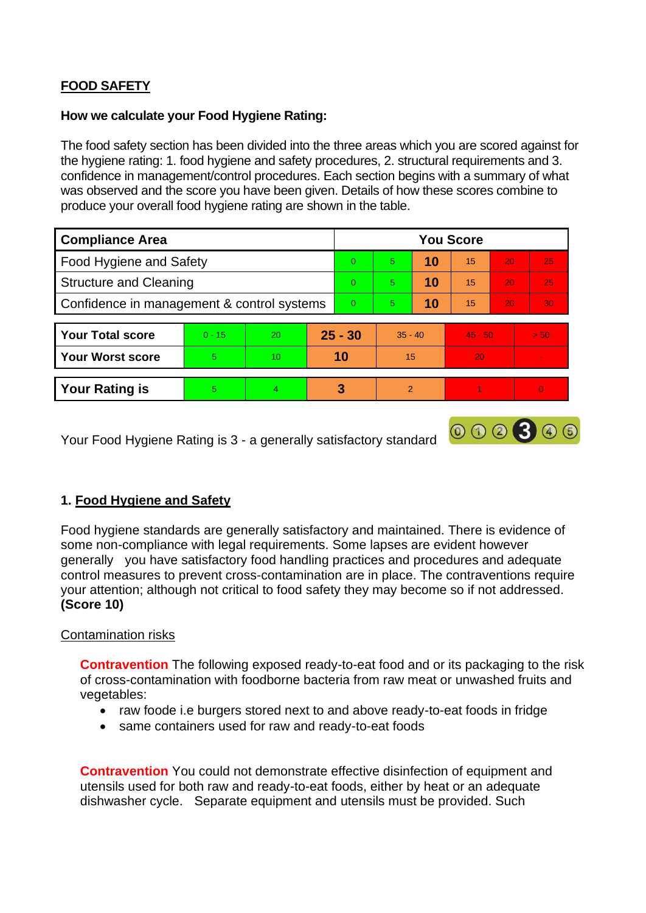## FOOD SAFETY

**How we calculate your Food Hygiene Rating:**

The food safety section has been divided into the three areas which you are scored against for the hygiene rating: 1. food hygiene and safety procedures, 2. structural requirements and 3. confidence in management/control procedures. Each section begins with a summary of what was observed and the score you have been given. Details of how these scores combine to produce your overall food hygiene rating are shown in the table.

| Compliance Area | You Score | | | | | |
|---|---|---|---|---|---|---|
| Food Hygiene and Safety | 0 | 5 | **10** | 15 | 20 | 25 |
| Structural and Cleaning | 0 | 5 | **10** | 15 | 20 | 25 |
| Confidence in management & control systems | 0 | 5 | **10** | 15 | 20 | 30 |

| | | | | | | |
|---|---|---|---|---|---|---|
| **Your Total score** | 0 - 15 | 20 | **25 - 30** | 35 - 40 | 45 - 50 | > 50 |
| **Your Worst score** | 5 | 10 | **10** | 15 | 20 | - |

| | | | | | | |
|---|---|---|---|---|---|---|
| **Your Rating is** | 5 | 4 | **3** | 2 | 1 | 0 |

Your Food Hygiene Rating is 3 - a generally satisfactory standard

### 1. Food Hygiene and Safety

Food hygiene standards are generally satisfactory and maintained. There is evidence of some non-compliance with legal requirements. Some lapses are evident however generally you have satisfactory food handling practices and procedures and adequate control measures to prevent cross-contamination are in place. The contraventions require your attention; although not critical to food safety they may become so if not addressed. **(Score 10)**

Contamination risks

**Contravention** The following exposed ready-to-eat food and or its packaging to the risk of cross-contamination with foodborne bacteria from raw meat or unwashed fruits and vegetables:

- raw foode i.e burgers stored next to and above ready-to-eat foods in fridge
- same containers used for raw and ready-to-eat foods

**Contravention** You could not demonstrate effective disinfection of equipment and utensils used for both raw and ready-to-eat foods, either by heat or an adequate dishwasher cycle. Separate equipment and utensils must be provided. Such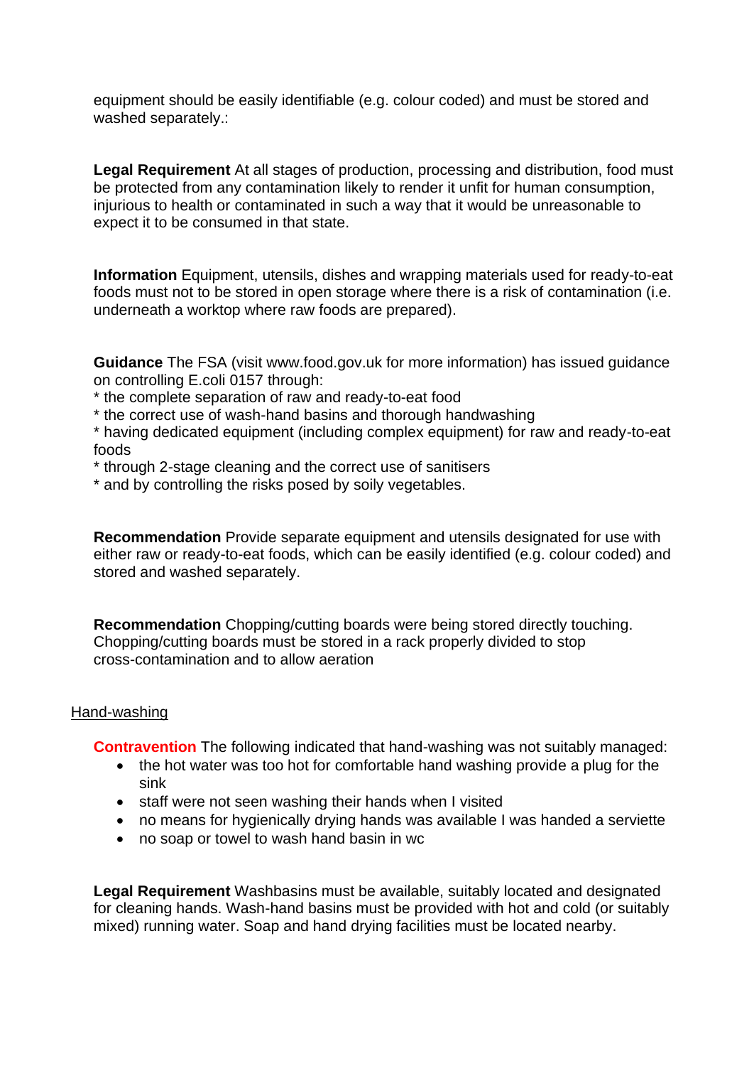equipment should be easily identifiable (e.g. colour coded) and must be stored and washed separately.:

**Legal Requirement** At all stages of production, processing and distribution, food must be protected from any contamination likely to render it unfit for human consumption, injurious to health or contaminated in such a way that it would be unreasonable to expect it to be consumed in that state.

**Information** Equipment, utensils, dishes and wrapping materials used for ready-to-eat foods must not to be stored in open storage where there is a risk of contamination (i.e. underneath a worktop where raw foods are prepared).

**Guidance** The FSA (visit www.food.gov.uk for more information) has issued guidance on controlling E.coli 0157 through:
* the complete separation of raw and ready-to-eat food
* the correct use of wash-hand basins and thorough handwashing
* having dedicated equipment (including complex equipment) for raw and ready-to-eat foods
* through 2-stage cleaning and the correct use of sanitisers
* and by controlling the risks posed by soily vegetables.

**Recommendation** Provide separate equipment and utensils designated for use with either raw or ready-to-eat foods, which can be easily identified (e.g. colour coded) and stored and washed separately.

**Recommendation** Chopping/cutting boards were being stored directly touching. Chopping/cutting boards must be stored in a rack properly divided to stop cross-contamination and to allow aeration

Hand-washing

**Contravention** The following indicated that hand-washing was not suitably managed:

- the hot water was too hot for comfortable hand washing provide a plug for the sink
- staff were not seen washing their hands when I visited
- no means for hygienically drying hands was available I was handed a serviette
- no soap or towel to wash hand basin in wc

**Legal Requirement** Washbasins must be available, suitably located and designated for cleaning hands. Wash-hand basins must be provided with hot and cold (or suitably mixed) running water. Soap and hand drying facilities must be located nearby.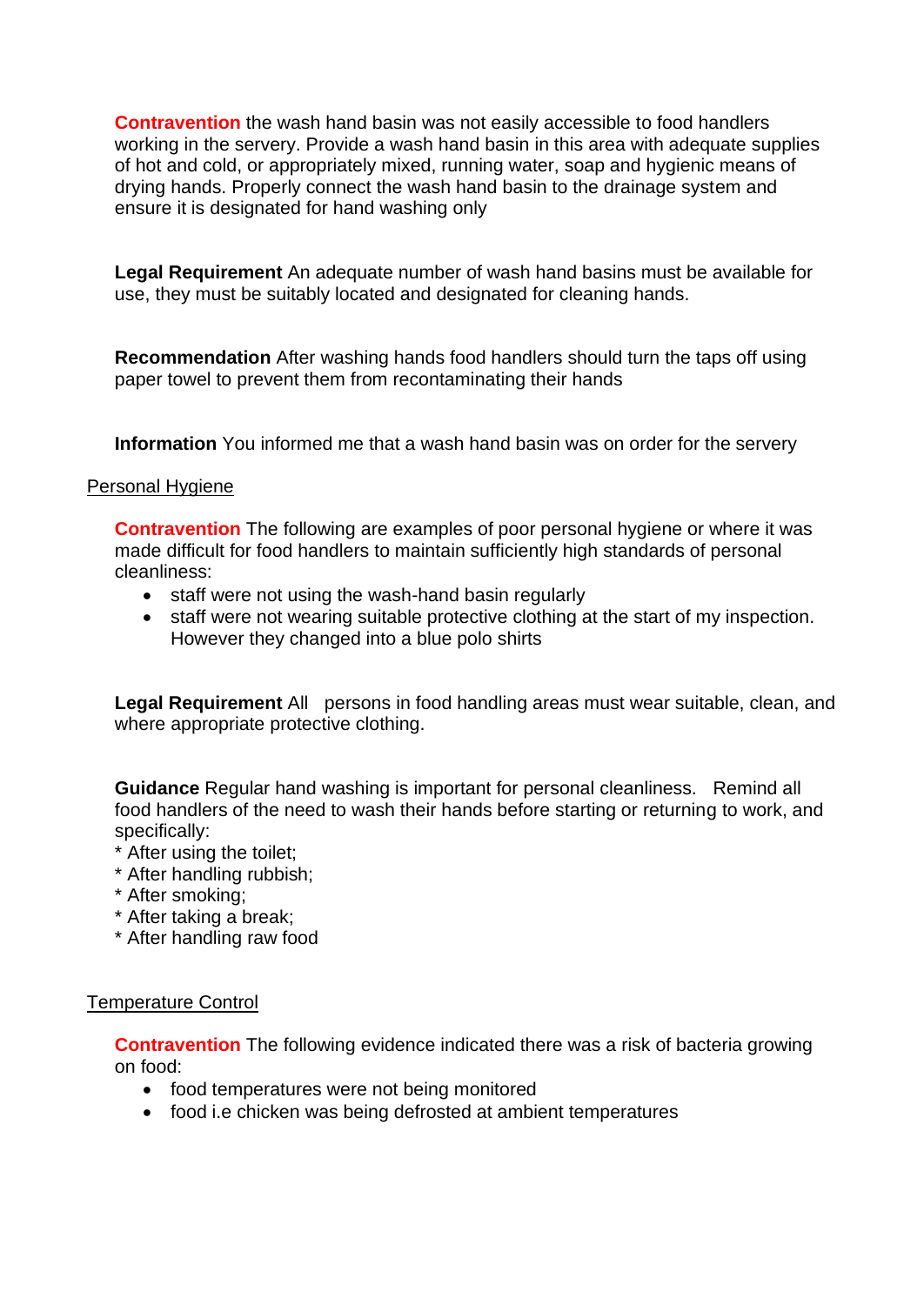**Contravention** the wash hand basin was not easily accessible to food handlers working in the servery. Provide a wash hand basin in this area with adequate supplies of hot and cold, or appropriately mixed, running water, soap and hygienic means of drying hands. Properly connect the wash hand basin to the drainage system and ensure it is designated for hand washing only

**Legal Requirement** An adequate number of wash hand basins must be available for use, they must be suitably located and designated for cleaning hands.

**Recommendation** After washing hands food handlers should turn the taps off using paper towel to prevent them from recontaminating their hands

**Information** You informed me that a wash hand basin was on order for the servery

Personal Hygiene

**Contravention** The following are examples of poor personal hygiene or where it was made difficult for food handlers to maintain sufficiently high standards of personal cleanliness:

- staff were not using the wash-hand basin regularly
- staff were not wearing suitable protective clothing at the start of my inspection. However they changed into a blue polo shirts

**Legal Requirement** All persons in food handling areas must wear suitable, clean, and where appropriate protective clothing.

**Guidance** Regular hand washing is important for personal cleanliness. Remind all food handlers of the need to wash their hands before starting or returning to work, and specifically:

* After using the toilet;
* After handling rubbish;
* After smoking;
* After taking a break;
* After handling raw food

Temperature Control

**Contravention** The following evidence indicated there was a risk of bacteria growing on food:

- food temperatures were not being monitored
- food i.e chicken was being defrosted at ambient temperatures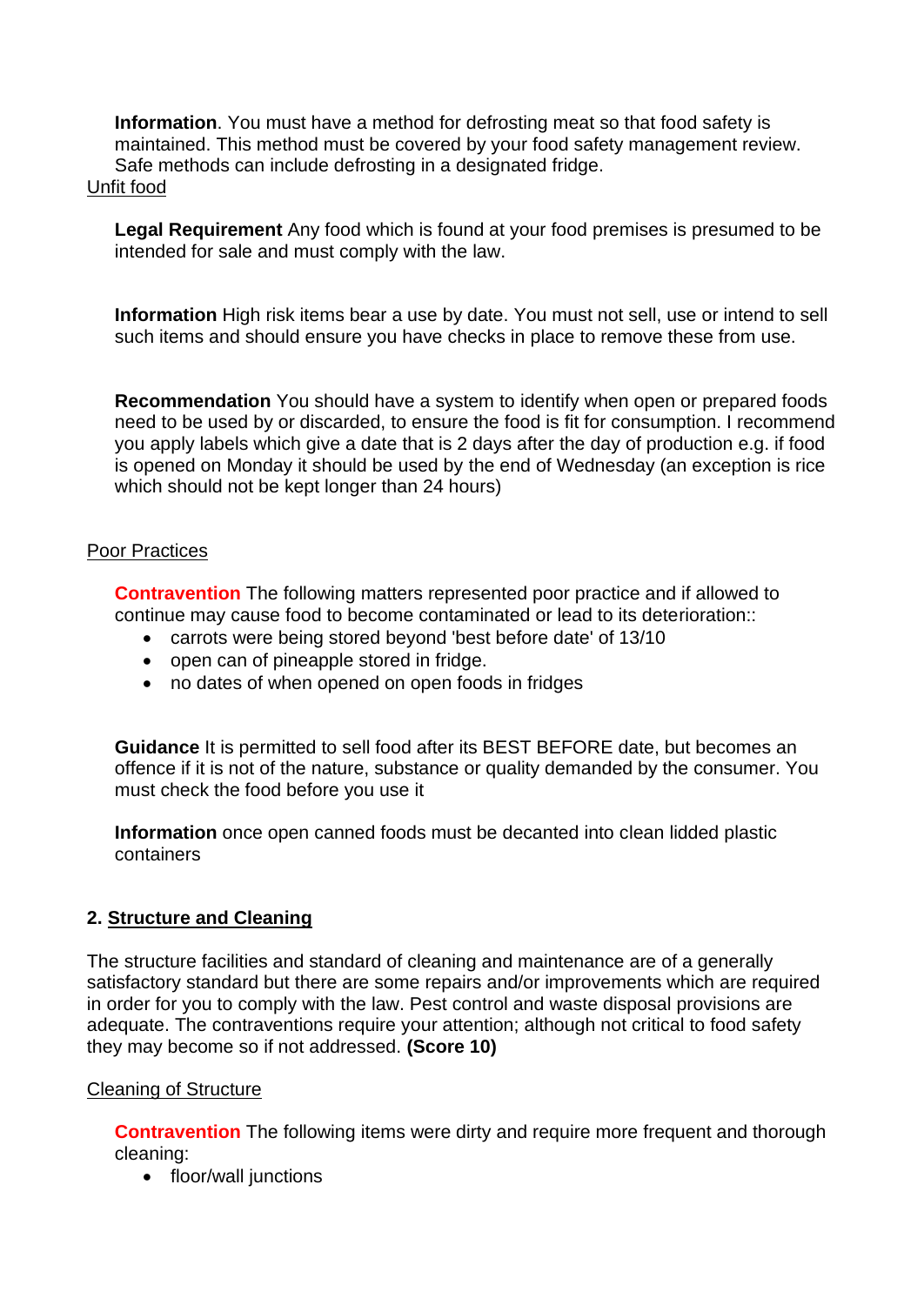**Information**. You must have a method for defrosting meat so that food safety is maintained. This method must be covered by your food safety management review. Safe methods can include defrosting in a designated fridge.

Unfit food

**Legal Requirement** Any food which is found at your food premises is presumed to be intended for sale and must comply with the law.

**Information** High risk items bear a use by date. You must not sell, use or intend to sell such items and should ensure you have checks in place to remove these from use.

**Recommendation** You should have a system to identify when open or prepared foods need to be used by or discarded, to ensure the food is fit for consumption. I recommend you apply labels which give a date that is 2 days after the day of production e.g. if food is opened on Monday it should be used by the end of Wednesday (an exception is rice which should not be kept longer than 24 hours)

Poor Practices

**Contravention** The following matters represented poor practice and if allowed to continue may cause food to become contaminated or lead to its deterioration::

- carrots were being stored beyond 'best before date' of 13/10
- open can of pineapple stored in fridge.
- no dates of when opened on open foods in fridges

**Guidance** It is permitted to sell food after its BEST BEFORE date, but becomes an offence if it is not of the nature, substance or quality demanded by the consumer. You must check the food before you use it

**Information** once open canned foods must be decanted into clean lidded plastic containers

## 2. Structure and Cleaning

The structure facilities and standard of cleaning and maintenance are of a generally satisfactory standard but there are some repairs and/or improvements which are required in order for you to comply with the law. Pest control and waste disposal provisions are adequate. The contraventions require your attention; although not critical to food safety they may become so if not addressed. **(Score 10)**

Cleaning of Structure

**Contravention** The following items were dirty and require more frequent and thorough cleaning:

- floor/wall junctions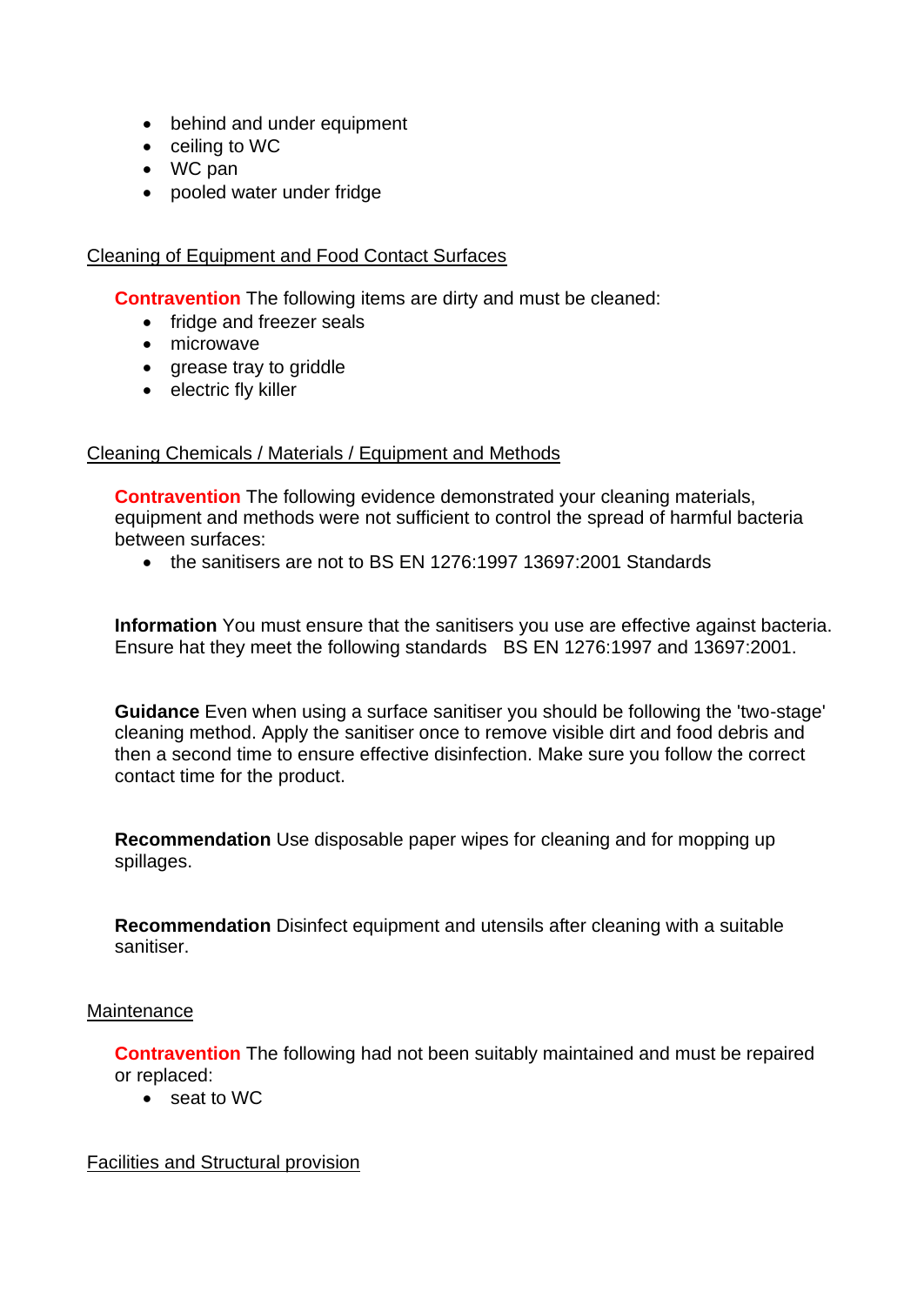- behind and under equipment
- ceiling to WC
- WC pan
- pooled water under fridge

Cleaning of Equipment and Food Contact Surfaces

**Contravention** The following items are dirty and must be cleaned:

- fridge and freezer seals
- microwave
- grease tray to griddle
- electric fly killer

Cleaning Chemicals / Materials / Equipment and Methods

**Contravention** The following evidence demonstrated your cleaning materials, equipment and methods were not sufficient to control the spread of harmful bacteria between surfaces:

- the sanitisers are not to BS EN 1276:1997 13697:2001 Standards

**Information** You must ensure that the sanitisers you use are effective against bacteria. Ensure hat they meet the following standards BS EN 1276:1997 and 13697:2001.

**Guidance** Even when using a surface sanitiser you should be following the 'two-stage' cleaning method. Apply the sanitiser once to remove visible dirt and food debris and then a second time to ensure effective disinfection. Make sure you follow the correct contact time for the product.

**Recommendation** Use disposable paper wipes for cleaning and for mopping up spillages.

**Recommendation** Disinfect equipment and utensils after cleaning with a suitable sanitiser.

Maintenance

**Contravention** The following had not been suitably maintained and must be repaired or replaced:

- seat to WC

Facilities and Structural provision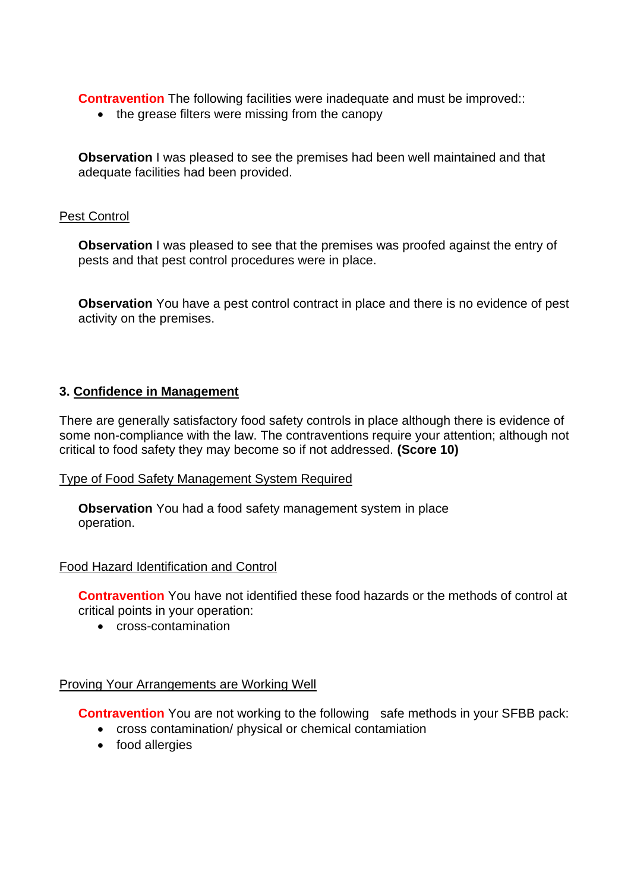**Contravention** The following facilities were inadequate and must be improved::

- the grease filters were missing from the canopy

**Observation** I was pleased to see the premises had been well maintained and that adequate facilities had been provided.

Pest Control

**Observation** I was pleased to see that the premises was proofed against the entry of pests and that pest control procedures were in place.

**Observation** You have a pest control contract in place and there is no evidence of pest activity on the premises.

## 3. Confidence in Management

There are generally satisfactory food safety controls in place although there is evidence of some non-compliance with the law. The contraventions require your attention; although not critical to food safety they may become so if not addressed. **(Score 10)**

Type of Food Safety Management System Required

**Observation** You had a food safety management system in place operation.

Food Hazard Identification and Control

**Contravention** You have not identified these food hazards or the methods of control at critical points in your operation:

- cross-contamination

Proving Your Arrangements are Working Well

**Contravention** You are not working to the following safe methods in your SFBB pack:

- cross contamination/ physical or chemical contamiation
- food allergies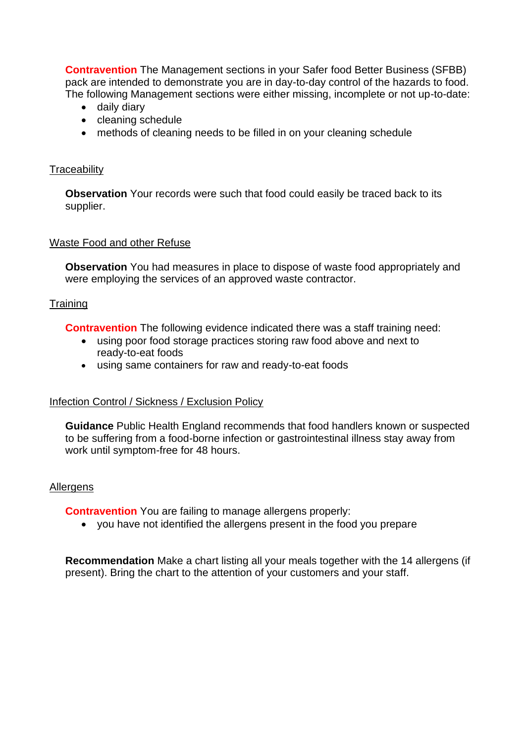**Contravention** The Management sections in your Safer food Better Business (SFBB) pack are intended to demonstrate you are in day-to-day control of the hazards to food. The following Management sections were either missing, incomplete or not up-to-date:

- daily diary
- cleaning schedule
- methods of cleaning needs to be filled in on your cleaning schedule

<u>Traceability</u>

**Observation** Your records were such that food could easily be traced back to its supplier.

<u>Waste Food and other Refuse</u>

**Observation** You had measures in place to dispose of waste food appropriately and were employing the services of an approved waste contractor.

<u>Training</u>

**Contravention** The following evidence indicated there was a staff training need:

- using poor food storage practices storing raw food above and next to ready-to-eat foods
- using same containers for raw and ready-to-eat foods

<u>Infection Control / Sickness / Exclusion Policy</u>

**Guidance** Public Health England recommends that food handlers known or suspected to be suffering from a food-borne infection or gastrointestinal illness stay away from work until symptom-free for 48 hours.

<u>Allergens</u>

**Contravention** You are failing to manage allergens properly:

- you have not identified the allergens present in the food you prepare

**Recommendation** Make a chart listing all your meals together with the 14 allergens (if present). Bring the chart to the attention of your customers and your staff.